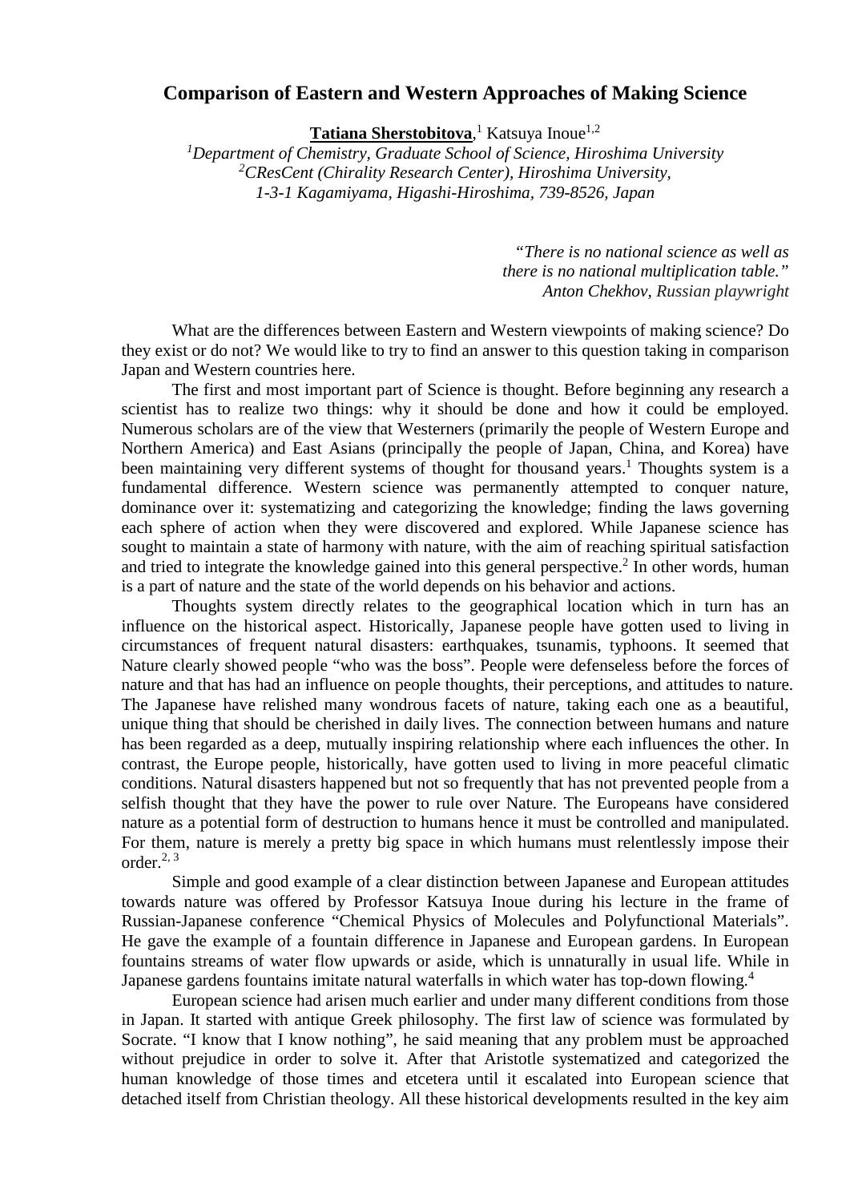# Comparison of Eastern and Western Approaches of Making Science

**Tatiana Sherstobitova**,[1] Katsuya Inoue[1,2]

[1]*Department of Chemistry, Graduate School of Science, Hiroshima University*
[2]*CResCent (Chirality Research Center), Hiroshima University, 1-3-1 Kagamiyama, Higashi-Hiroshima, 739-8526, Japan*

> *"There is no national science as well as there is no national multiplication table."*
> *Anton Chekhov, Russian playwright*

What are the differences between Eastern and Western viewpoints of making science? Do they exist or do not? We would like to try to find an answer to this question taking in comparison Japan and Western countries here.

The first and most important part of Science is thought. Before beginning any research a scientist has to realize two things: why it should be done and how it could be employed. Numerous scholars are of the view that Westerners (primarily the people of Western Europe and Northern America) and East Asians (principally the people of Japan, China, and Korea) have been maintaining very different systems of thought for thousand years.[1] Thoughts system is a fundamental difference. Western science was permanently attempted to conquer nature, dominance over it: systematizing and categorizing the knowledge; finding the laws governing each sphere of action when they were discovered and explored. While Japanese science has sought to maintain a state of harmony with nature, with the aim of reaching spiritual satisfaction and tried to integrate the knowledge gained into this general perspective.[2] In other words, human is a part of nature and the state of the world depends on his behavior and actions.

Thoughts system directly relates to the geographical location which in turn has an influence on the historical aspect. Historically, Japanese people have gotten used to living in circumstances of frequent natural disasters: earthquakes, tsunamis, typhoons. It seemed that Nature clearly showed people "who was the boss". People were defenseless before the forces of nature and that has had an influence on people thoughts, their perceptions, and attitudes to nature. The Japanese have relished many wondrous facets of nature, taking each one as a beautiful, unique thing that should be cherished in daily lives. The connection between humans and nature has been regarded as a deep, mutually inspiring relationship where each influences the other. In contrast, the Europe people, historically, have gotten used to living in more peaceful climatic conditions. Natural disasters happened but not so frequently that has not prevented people from a selfish thought that they have the power to rule over Nature. The Europeans have considered nature as a potential form of destruction to humans hence it must be controlled and manipulated. For them, nature is merely a pretty big space in which humans must relentlessly impose their order.[2,3]

Simple and good example of a clear distinction between Japanese and European attitudes towards nature was offered by Professor Katsuya Inoue during his lecture in the frame of Russian-Japanese conference "Chemical Physics of Molecules and Polyfunctional Materials". He gave the example of a fountain difference in Japanese and European gardens. In European fountains streams of water flow upwards or aside, which is unnaturally in usual life. While in Japanese gardens fountains imitate natural waterfalls in which water has top-down flowing.[4]

European science had arisen much earlier and under many different conditions from those in Japan. It started with antique Greek philosophy. The first law of science was formulated by Socrate. "I know that I know nothing", he said meaning that any problem must be approached without prejudice in order to solve it. After that Aristotle systematized and categorized the human knowledge of those times and etcetera until it escalated into European science that detached itself from Christian theology. All these historical developments resulted in the key aim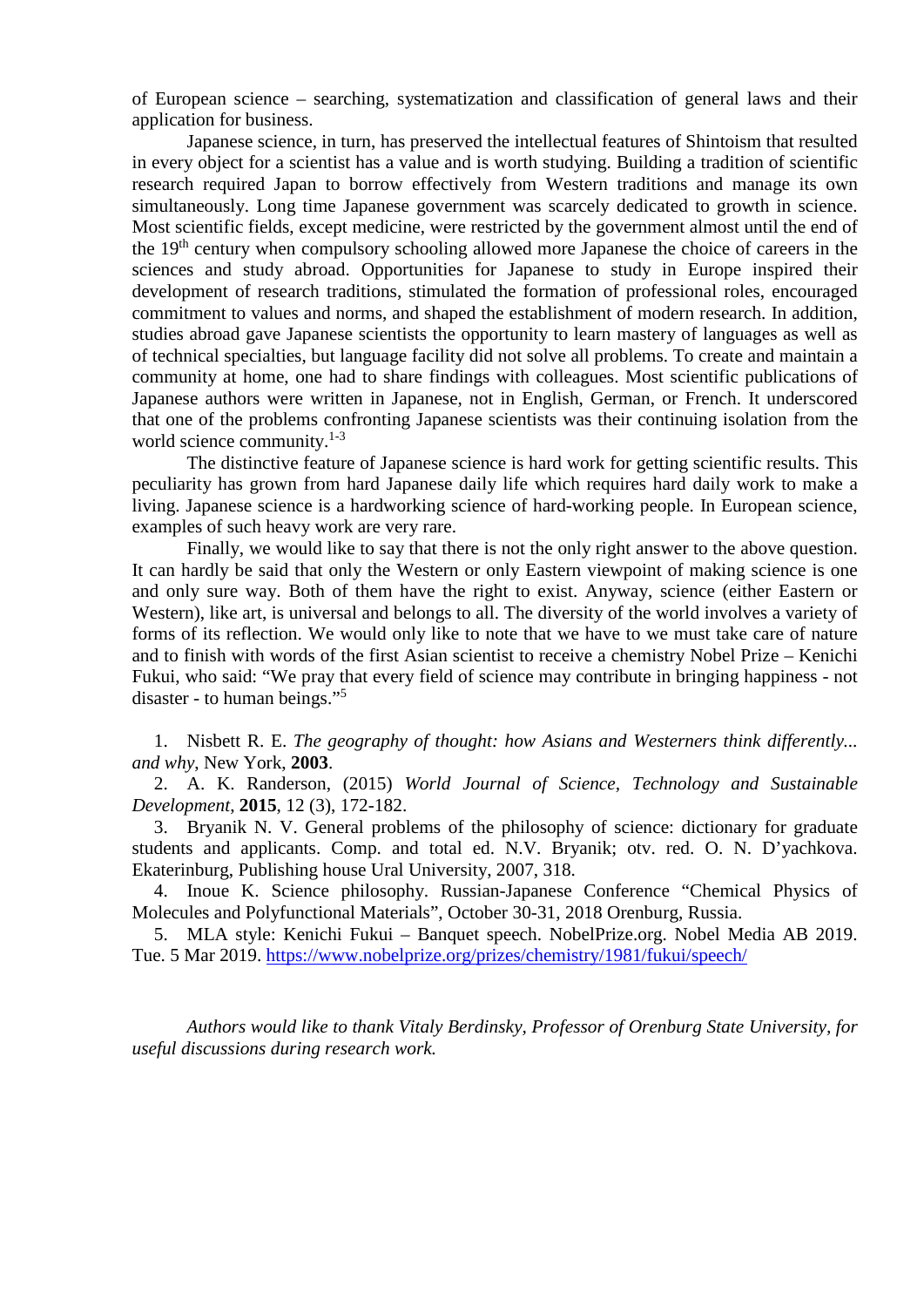of European science – searching, systematization and classification of general laws and their application for business.

Japanese science, in turn, has preserved the intellectual features of Shintoism that resulted in every object for a scientist has a value and is worth studying. Building a tradition of scientific research required Japan to borrow effectively from Western traditions and manage its own simultaneously. Long time Japanese government was scarcely dedicated to growth in science. Most scientific fields, except medicine, were restricted by the government almost until the end of the 19$^{th}$ century when compulsory schooling allowed more Japanese the choice of careers in the sciences and study abroad. Opportunities for Japanese to study in Europe inspired their development of research traditions, stimulated the formation of professional roles, encouraged commitment to values and norms, and shaped the establishment of modern research. In addition, studies abroad gave Japanese scientists the opportunity to learn mastery of languages as well as of technical specialties, but language facility did not solve all problems. To create and maintain a community at home, one had to share findings with colleagues. Most scientific publications of Japanese authors were written in Japanese, not in English, German, or French. It underscored that one of the problems confronting Japanese scientists was their continuing isolation from the world science community.[1-3]

The distinctive feature of Japanese science is hard work for getting scientific results. This peculiarity has grown from hard Japanese daily life which requires hard daily work to make a living. Japanese science is a hardworking science of hard-working people. In European science, examples of such heavy work are very rare.

Finally, we would like to say that there is not the only right answer to the above question. It can hardly be said that only the Western or only Eastern viewpoint of making science is one and only sure way. Both of them have the right to exist. Anyway, science (either Eastern or Western), like art, is universal and belongs to all. The diversity of the world involves a variety of forms of its reflection. We would only like to note that we have to we must take care of nature and to finish with words of the first Asian scientist to receive a chemistry Nobel Prize – Kenichi Fukui, who said: "We pray that every field of science may contribute in bringing happiness - not disaster - to human beings."[5]

1. Nisbett R. E. *The geography of thought: how Asians and Westerners think differently... and why*, New York, **2003**.
2. A. K. Randerson, (2015) *World Journal of Science, Technology and Sustainable Development*, **2015**, 12 (3), 172-182.
3. Bryanik N. V. General problems of the philosophy of science: dictionary for graduate students and applicants. Comp. and total ed. N.V. Bryanik; otv. red. O. N. D'yachkova. Ekaterinburg, Publishing house Ural University, 2007, 318.
4. Inoue K. Science philosophy. Russian-Japanese Conference "Chemical Physics of Molecules and Polyfunctional Materials", October 30-31, 2018 Orenburg, Russia.
5. MLA style: Kenichi Fukui – Banquet speech. NobelPrize.org. Nobel Media AB 2019. Tue. 5 Mar 2019. https://www.nobelprize.org/prizes/chemistry/1981/fukui/speech/

*Authors would like to thank Vitaly Berdinsky, Professor of Orenburg State University, for useful discussions during research work.*